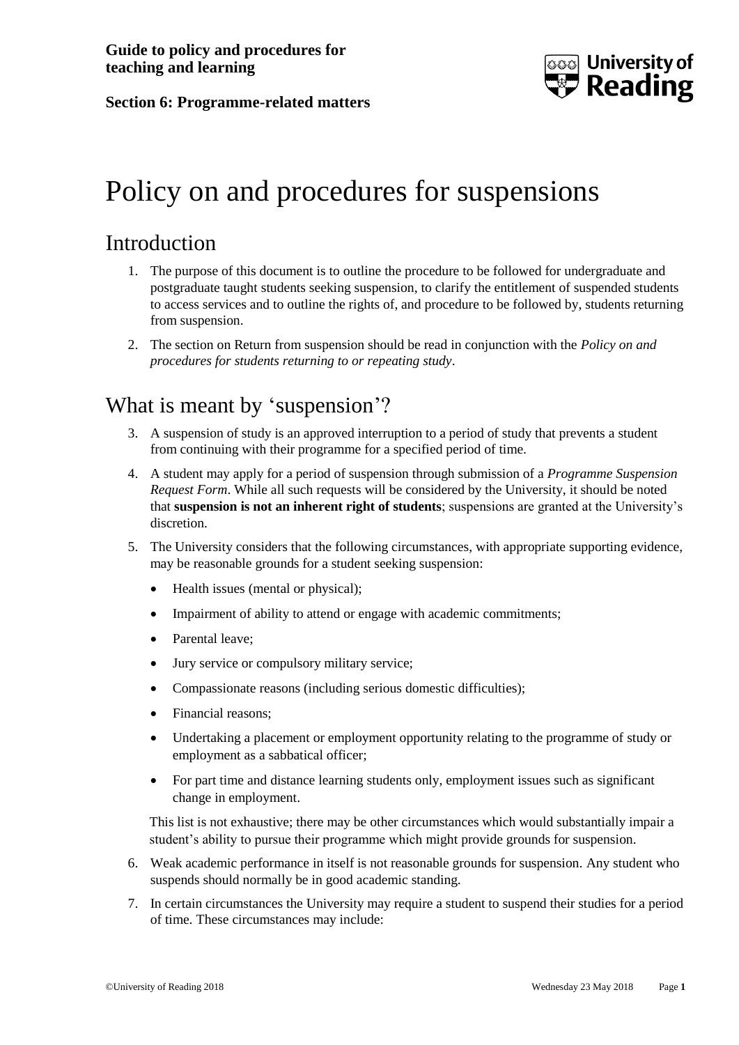# Policy on and procedures for suspensions

## Introduction

1. The purpose of this document is to outline the procedure to be followed for undergraduate and postgraduate taught students seeking suspension, to clarify the entitlement of suspended students to access services and to outline the rights of, and procedure to be followed by, students returning from suspension.

2. The section on Return from suspension should be read in conjunction with the *Policy on and procedures for students returning to or repeating study*.

## What is meant by 'suspension'?

3. A suspension of study is an approved interruption to a period of study that prevents a student from continuing with their programme for a specified period of time.

4. A student may apply for a period of suspension through submission of a *Programme Suspension Request Form*. While all such requests will be considered by the University, it should be noted that **suspension is not an inherent right of students**; suspensions are granted at the University's discretion.

5. The University considers that the following circumstances, with appropriate supporting evidence, may be reasonable grounds for a student seeking suspension:

   - Health issues (mental or physical);
   - Impairment of ability to attend or engage with academic commitments;
   - Parental leave;
   - Jury service or compulsory military service;
   - Compassionate reasons (including serious domestic difficulties);
   - Financial reasons;
   - Undertaking a placement or employment opportunity relating to the programme of study or employment as a sabbatical officer;
   - For part time and distance learning students only, employment issues such as significant change in employment.

   This list is not exhaustive; there may be other circumstances which would substantially impair a student's ability to pursue their programme which might provide grounds for suspension.

6. Weak academic performance in itself is not reasonable grounds for suspension. Any student who suspends should normally be in good academic standing.

7. In certain circumstances the University may require a student to suspend their studies for a period of time. These circumstances may include: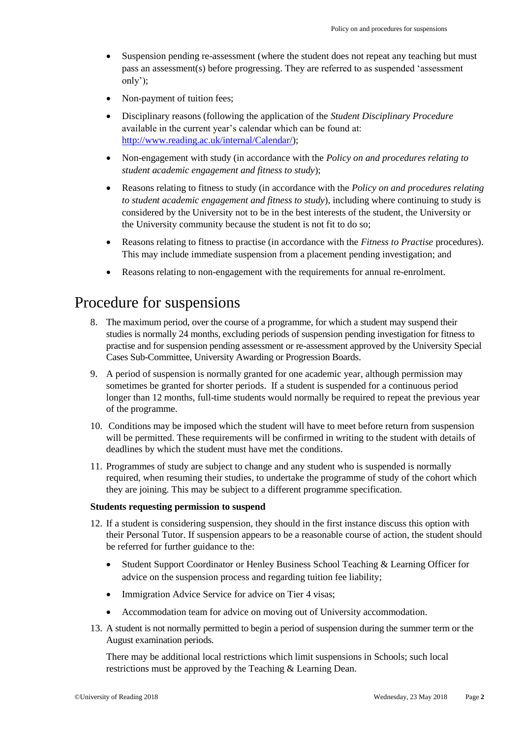- Suspension pending re-assessment (where the student does not repeat any teaching but must pass an assessment(s) before progressing. They are referred to as suspended 'assessment only');
- Non-payment of tuition fees;
- Disciplinary reasons (following the application of the *Student Disciplinary Procedure* available in the current year's calendar which can be found at: [http://www.reading.ac.uk/internal/Calendar/](http://www.reading.ac.uk/internal/Calendar/));
- Non-engagement with study (in accordance with the *Policy on and procedures relating to student academic engagement and fitness to study*);
- Reasons relating to fitness to study (in accordance with the *Policy on and procedures relating to student academic engagement and fitness to study*), including where continuing to study is considered by the University not to be in the best interests of the student, the University or the University community because the student is not fit to do so;
- Reasons relating to fitness to practise (in accordance with the *Fitness to Practise* procedures). This may include immediate suspension from a placement pending investigation; and
- Reasons relating to non-engagement with the requirements for annual re-enrolment.

# Procedure for suspensions

8. The maximum period, over the course of a programme, for which a student may suspend their studies is normally 24 months, excluding periods of suspension pending investigation for fitness to practise and for suspension pending assessment or re-assessment approved by the University Special Cases Sub-Committee, University Awarding or Progression Boards.

9. A period of suspension is normally granted for one academic year, although permission may sometimes be granted for shorter periods. If a student is suspended for a continuous period longer than 12 months, full-time students would normally be required to repeat the previous year of the programme.

10. Conditions may be imposed which the student will have to meet before return from suspension will be permitted. These requirements will be confirmed in writing to the student with details of deadlines by which the student must have met the conditions.

11. Programmes of study are subject to change and any student who is suspended is normally required, when resuming their studies, to undertake the programme of study of the cohort which they are joining. This may be subject to a different programme specification.

**Students requesting permission to suspend**

12. If a student is considering suspension, they should in the first instance discuss this option with their Personal Tutor. If suspension appears to be a reasonable course of action, the student should be referred for further guidance to the:

    - Student Support Coordinator or Henley Business School Teaching & Learning Officer for advice on the suspension process and regarding tuition fee liability;
    - Immigration Advice Service for advice on Tier 4 visas;
    - Accommodation team for advice on moving out of University accommodation.

13. A student is not normally permitted to begin a period of suspension during the summer term or the August examination periods.

    There may be additional local restrictions which limit suspensions in Schools; such local restrictions must be approved by the Teaching & Learning Dean.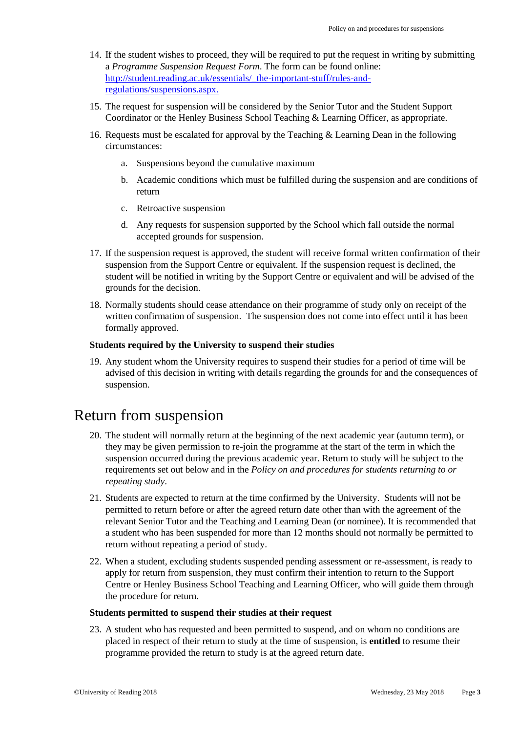14. If the student wishes to proceed, they will be required to put the request in writing by submitting a *Programme Suspension Request Form*. The form can be found online: [http://student.reading.ac.uk/essentials/_the-important-stuff/rules-and-regulations/suspensions.aspx.](http://student.reading.ac.uk/essentials/_the-important-stuff/rules-and-regulations/suspensions.aspx)

15. The request for suspension will be considered by the Senior Tutor and the Student Support Coordinator or the Henley Business School Teaching & Learning Officer, as appropriate.

16. Requests must be escalated for approval by the Teaching & Learning Dean in the following circumstances:

    a. Suspensions beyond the cumulative maximum

    b. Academic conditions which must be fulfilled during the suspension and are conditions of return

    c. Retroactive suspension

    d. Any requests for suspension supported by the School which fall outside the normal accepted grounds for suspension.

17. If the suspension request is approved, the student will receive formal written confirmation of their suspension from the Support Centre or equivalent. If the suspension request is declined, the student will be notified in writing by the Support Centre or equivalent and will be advised of the grounds for the decision.

18. Normally students should cease attendance on their programme of study only on receipt of the written confirmation of suspension. The suspension does not come into effect until it has been formally approved.

### Students required by the University to suspend their studies

19. Any student whom the University requires to suspend their studies for a period of time will be advised of this decision in writing with details regarding the grounds for and the consequences of suspension.

## Return from suspension

20. The student will normally return at the beginning of the next academic year (autumn term), or they may be given permission to re-join the programme at the start of the term in which the suspension occurred during the previous academic year. Return to study will be subject to the requirements set out below and in the *Policy on and procedures for students returning to or repeating study*.

21. Students are expected to return at the time confirmed by the University. Students will not be permitted to return before or after the agreed return date other than with the agreement of the relevant Senior Tutor and the Teaching and Learning Dean (or nominee). It is recommended that a student who has been suspended for more than 12 months should not normally be permitted to return without repeating a period of study.

22. When a student, excluding students suspended pending assessment or re-assessment, is ready to apply for return from suspension, they must confirm their intention to return to the Support Centre or Henley Business School Teaching and Learning Officer, who will guide them through the procedure for return.

### Students permitted to suspend their studies at their request

23. A student who has requested and been permitted to suspend, and on whom no conditions are placed in respect of their return to study at the time of suspension, is **entitled** to resume their programme provided the return to study is at the agreed return date.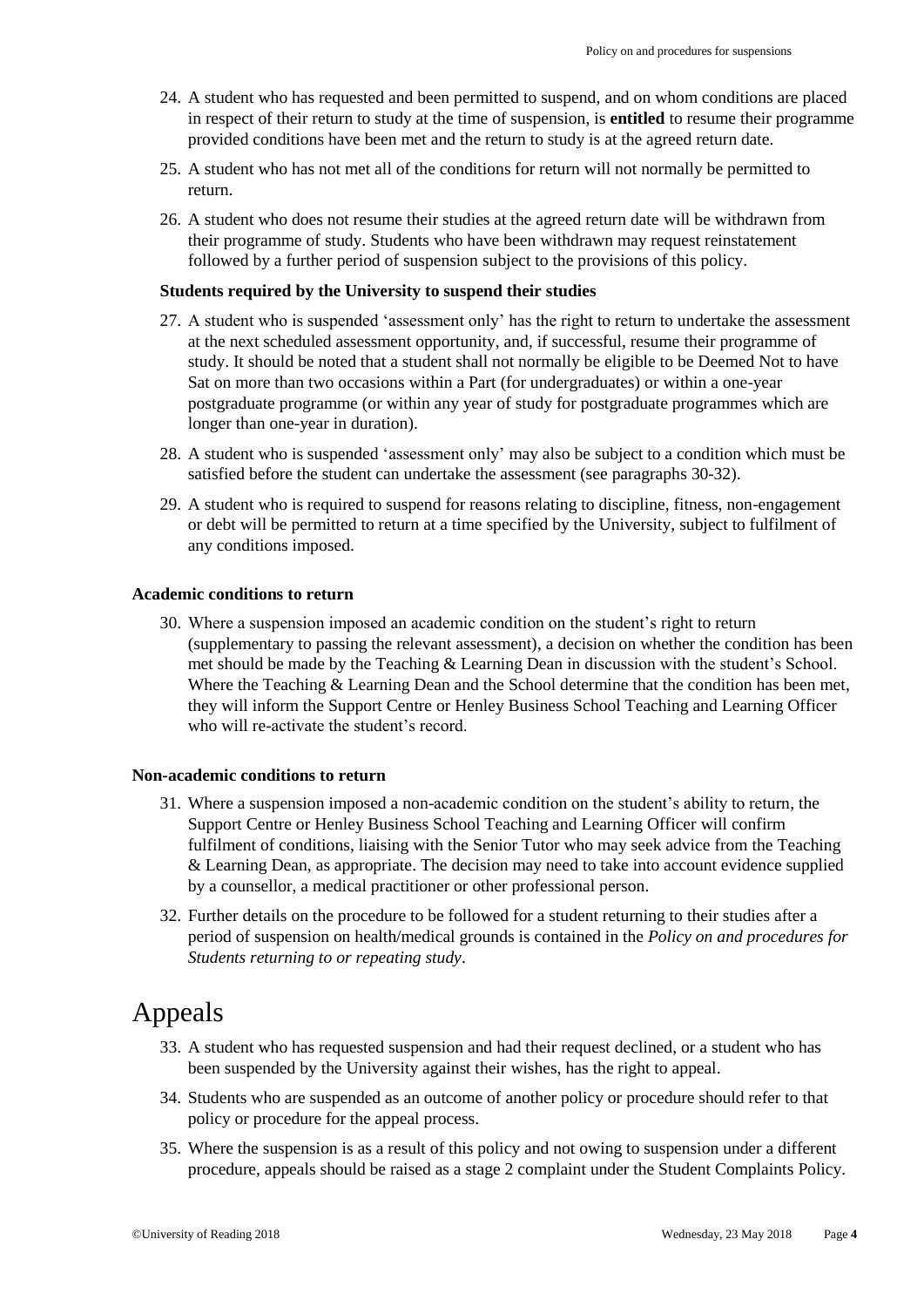24. A student who has requested and been permitted to suspend, and on whom conditions are placed in respect of their return to study at the time of suspension, is **entitled** to resume their programme provided conditions have been met and the return to study is at the agreed return date.

25. A student who has not met all of the conditions for return will not normally be permitted to return.

26. A student who does not resume their studies at the agreed return date will be withdrawn from their programme of study. Students who have been withdrawn may request reinstatement followed by a further period of suspension subject to the provisions of this policy.

### Students required by the University to suspend their studies

27. A student who is suspended 'assessment only' has the right to return to undertake the assessment at the next scheduled assessment opportunity, and, if successful, resume their programme of study. It should be noted that a student shall not normally be eligible to be Deemed Not to have Sat on more than two occasions within a Part (for undergraduates) or within a one-year postgraduate programme (or within any year of study for postgraduate programmes which are longer than one-year in duration).

28. A student who is suspended 'assessment only' may also be subject to a condition which must be satisfied before the student can undertake the assessment (see paragraphs 30-32).

29. A student who is required to suspend for reasons relating to discipline, fitness, non-engagement or debt will be permitted to return at a time specified by the University, subject to fulfilment of any conditions imposed.

### Academic conditions to return

30. Where a suspension imposed an academic condition on the student's right to return (supplementary to passing the relevant assessment), a decision on whether the condition has been met should be made by the Teaching & Learning Dean in discussion with the student's School. Where the Teaching & Learning Dean and the School determine that the condition has been met, they will inform the Support Centre or Henley Business School Teaching and Learning Officer who will re-activate the student's record.

### Non-academic conditions to return

31. Where a suspension imposed a non-academic condition on the student's ability to return, the Support Centre or Henley Business School Teaching and Learning Officer will confirm fulfilment of conditions, liaising with the Senior Tutor who may seek advice from the Teaching & Learning Dean, as appropriate. The decision may need to take into account evidence supplied by a counsellor, a medical practitioner or other professional person.

32. Further details on the procedure to be followed for a student returning to their studies after a period of suspension on health/medical grounds is contained in the *Policy on and procedures for Students returning to or repeating study*.

# Appeals

33. A student who has requested suspension and had their request declined, or a student who has been suspended by the University against their wishes, has the right to appeal.

34. Students who are suspended as an outcome of another policy or procedure should refer to that policy or procedure for the appeal process.

35. Where the suspension is as a result of this policy and not owing to suspension under a different procedure, appeals should be raised as a stage 2 complaint under the Student Complaints Policy.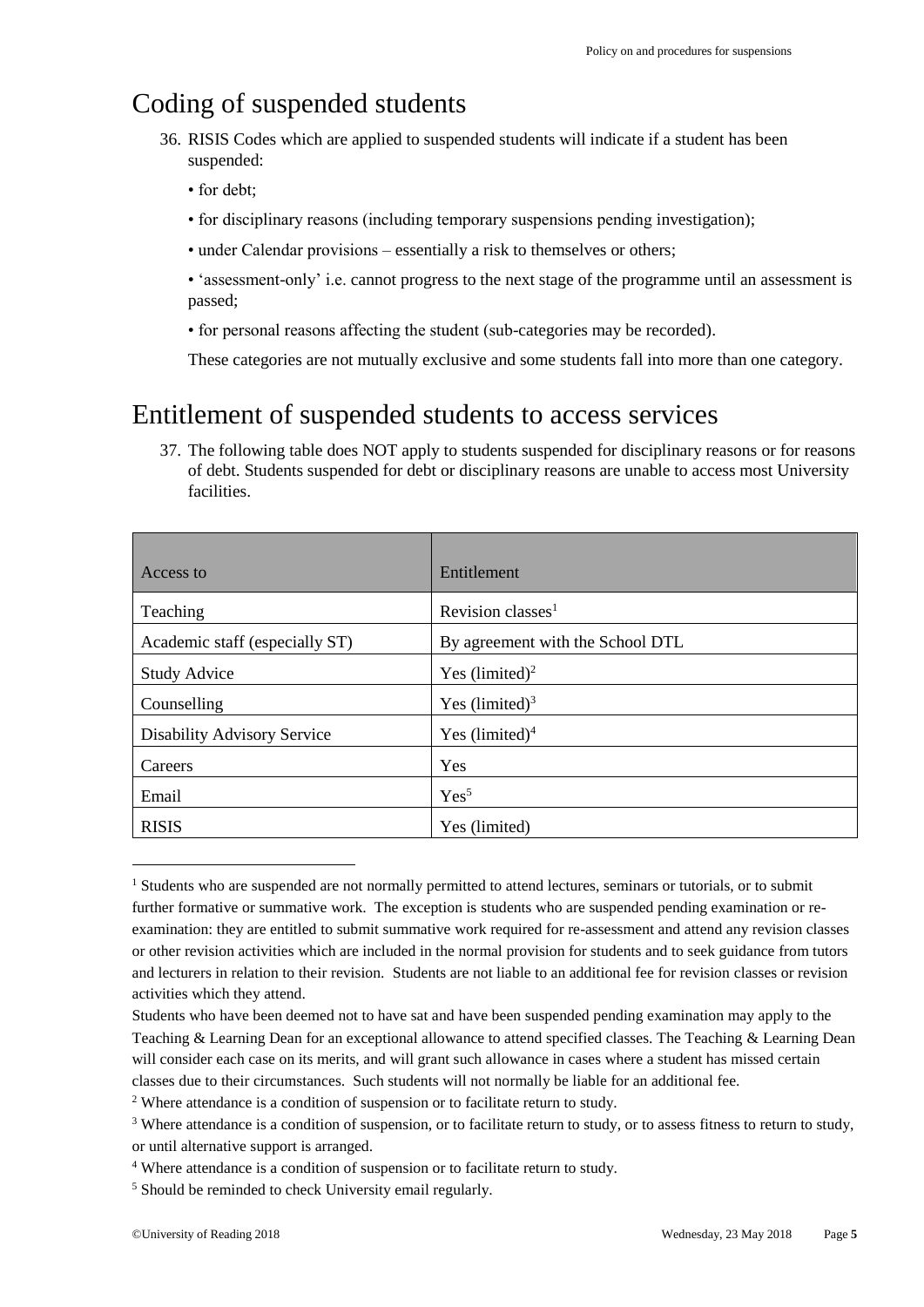## Coding of suspended students

36. RISIS Codes which are applied to suspended students will indicate if a student has been suspended:

    • for debt;

    • for disciplinary reasons (including temporary suspensions pending investigation);

    • under Calendar provisions – essentially a risk to themselves or others;

    • 'assessment-only' i.e. cannot progress to the next stage of the programme until an assessment is passed;

    • for personal reasons affecting the student (sub-categories may be recorded).

    These categories are not mutually exclusive and some students fall into more than one category.

## Entitlement of suspended students to access services

37. The following table does NOT apply to students suspended for disciplinary reasons or for reasons of debt. Students suspended for debt or disciplinary reasons are unable to access most University facilities.

| Access to | Entitlement |
|---|---|
| Teaching | Revision classes[1] |
| Academic staff (especially ST) | By agreement with the School DTL |
| Study Advice | Yes (limited)[2] |
| Counselling | Yes (limited)[3] |
| Disability Advisory Service | Yes (limited)[4] |
| Careers | Yes |
| Email | Yes[5] |
| RISIS | Yes (limited) |

[1] Students who are suspended are not normally permitted to attend lectures, seminars or tutorials, or to submit further formative or summative work. The exception is students who are suspended pending examination or re-examination: they are entitled to submit summative work required for re-assessment and attend any revision classes or other revision activities which are included in the normal provision for students and to seek guidance from tutors and lecturers in relation to their revision. Students are not liable to an additional fee for revision classes or revision activities which they attend.

Students who have been deemed not to have sat and have been suspended pending examination may apply to the Teaching & Learning Dean for an exceptional allowance to attend specified classes. The Teaching & Learning Dean will consider each case on its merits, and will grant such allowance in cases where a student has missed certain classes due to their circumstances. Such students will not normally be liable for an additional fee.

[2] Where attendance is a condition of suspension or to facilitate return to study.

[3] Where attendance is a condition of suspension, or to facilitate return to study, or to assess fitness to return to study, or until alternative support is arranged.

[4] Where attendance is a condition of suspension or to facilitate return to study.

[5] Should be reminded to check University email regularly.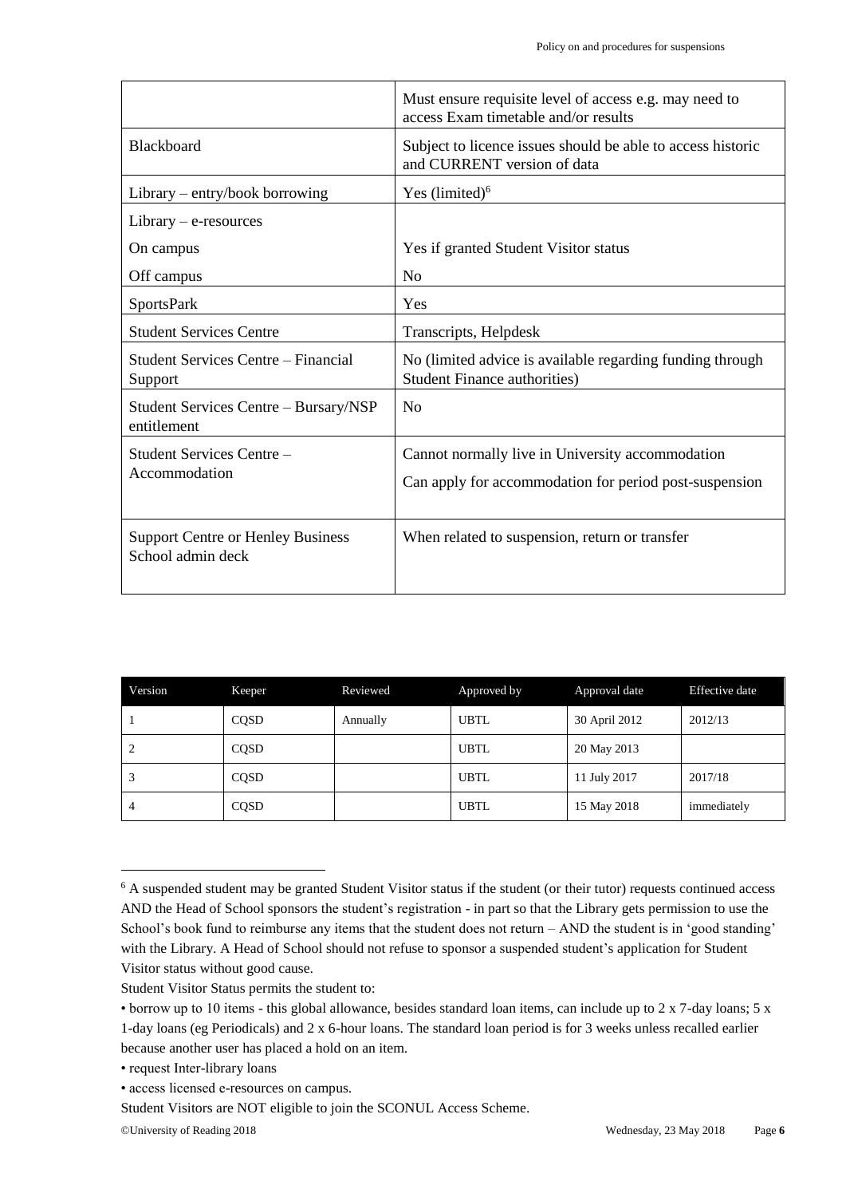| | |
|---|---|
| | Must ensure requisite level of access e.g. may need to access Exam timetable and/or results |
| Blackboard | Subject to licence issues should be able to access historic and CURRENT version of data |
| Library – entry/book borrowing | Yes (limited)[6] |
| Library – e-resources<br>On campus<br>Off campus | <br>Yes if granted Student Visitor status<br>No |
| SportsPark | Yes |
| Student Services Centre | Transcripts, Helpdesk |
| Student Services Centre – Financial Support | No (limited advice is available regarding funding through Student Finance authorities) |
| Student Services Centre – Bursary/NSP entitlement | No |
| Student Services Centre – Accommodation | Cannot normally live in University accommodation<br>Can apply for accommodation for period post-suspension |
| Support Centre or Henley Business School admin deck | When related to suspension, return or transfer |

| Version | Keeper | Reviewed | Approved by | Approval date | Effective date |
|---|---|---|---|---|---|
| 1 | CQSD | Annually | UBTL | 30 April 2012 | 2012/13 |
| 2 | CQSD | | UBTL | 20 May 2013 | |
| 3 | CQSD | | UBTL | 11 July 2017 | 2017/18 |
| 4 | CQSD | | UBTL | 15 May 2018 | immediately |

[6] A suspended student may be granted Student Visitor status if the student (or their tutor) requests continued access AND the Head of School sponsors the student's registration - in part so that the Library gets permission to use the School's book fund to reimburse any items that the student does not return – AND the student is in 'good standing' with the Library. A Head of School should not refuse to sponsor a suspended student's application for Student Visitor status without good cause.

Student Visitor Status permits the student to:

• borrow up to 10 items - this global allowance, besides standard loan items, can include up to 2 x 7-day loans; 5 x 1-day loans (eg Periodicals) and 2 x 6-hour loans. The standard loan period is for 3 weeks unless recalled earlier because another user has placed a hold on an item.

• request Inter-library loans

• access licensed e-resources on campus.

Student Visitors are NOT eligible to join the SCONUL Access Scheme.